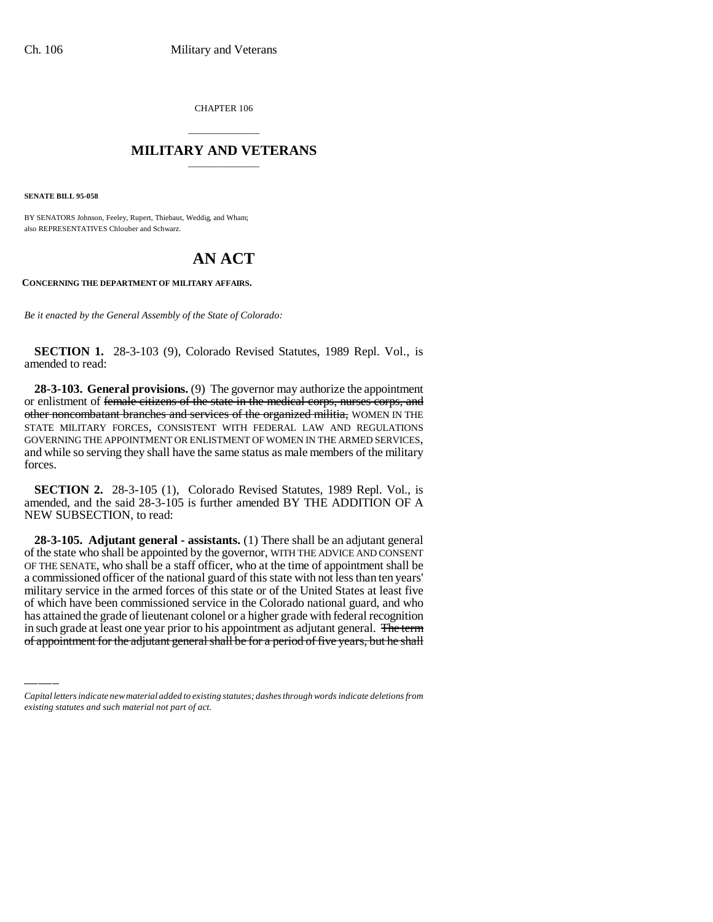CHAPTER 106

## MILITARY AND VETERANS

**SENATE BILL 95-058**

BY SENATORS Johnson, Feeley, Rupert, Thiebaut, Weddig, and Wham; also REPRESENTATIVES Chlouber and Schwarz.

# AN ACT

**CONCERNING THE DEPARTMENT OF MILITARY AFFAIRS.**

*Be it enacted by the General Assembly of the State of Colorado:*

**SECTION 1.** 28-3-103 (9), Colorado Revised Statutes, 1989 Repl. Vol., is amended to read:

**28-3-103. General provisions.** (9) The governor may authorize the appointment or enlistment of ~~female citizens of the state in the medical corps, nurses corps, and other noncombatant branches and services of the organized militia,~~ WOMEN IN THE STATE MILITARY FORCES, CONSISTENT WITH FEDERAL LAW AND REGULATIONS GOVERNING THE APPOINTMENT OR ENLISTMENT OF WOMEN IN THE ARMED SERVICES, and while so serving they shall have the same status as male members of the military forces.

**SECTION 2.** 28-3-105 (1), Colorado Revised Statutes, 1989 Repl. Vol., is amended, and the said 28-3-105 is further amended BY THE ADDITION OF A NEW SUBSECTION, to read:

**28-3-105. Adjutant general - assistants.** (1) There shall be an adjutant general of the state who shall be appointed by the governor, WITH THE ADVICE AND CONSENT OF THE SENATE, who shall be a staff officer, who at the time of appointment shall be a commissioned officer of the national guard of this state with not less than ten years' military service in the armed forces of this state or of the United States at least five of which have been commissioned service in the Colorado national guard, and who has attained the grade of lieutenant colonel or a higher grade with federal recognition in such grade at least one year prior to his appointment as adjutant general. ~~The term of appointment for the adjutant general shall be for a period of five years, but he shall~~

---

*Capital letters indicate new material added to existing statutes; dashes through words indicate deletions from existing statutes and such material not part of act.*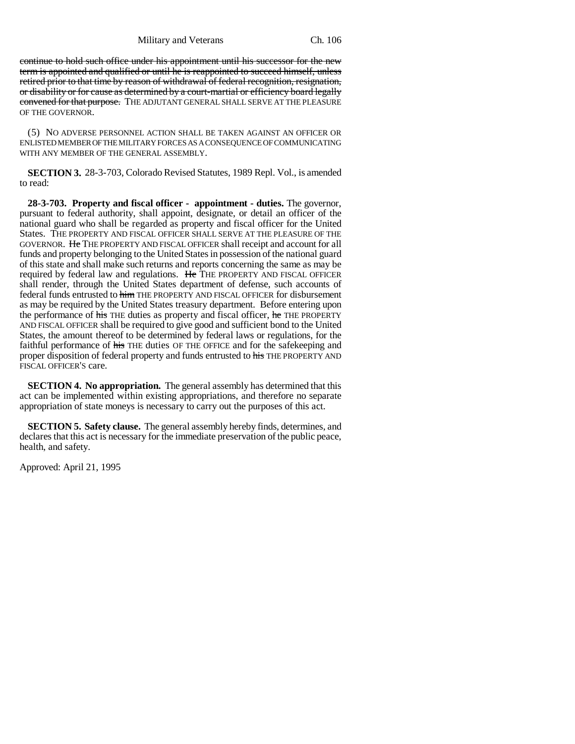~~continue to hold such office under his appointment until his successor for the new term is appointed and qualified or until he is reappointed to succeed himself, unless retired prior to that time by reason of withdrawal of federal recognition, resignation, or disability or for cause as determined by a court-martial or efficiency board legally convened for that purpose.~~ THE ADJUTANT GENERAL SHALL SERVE AT THE PLEASURE OF THE GOVERNOR.

(5) NO ADVERSE PERSONNEL ACTION SHALL BE TAKEN AGAINST AN OFFICER OR ENLISTED MEMBER OF THE MILITARY FORCES AS A CONSEQUENCE OF COMMUNICATING WITH ANY MEMBER OF THE GENERAL ASSEMBLY.

**SECTION 3.** 28-3-703, Colorado Revised Statutes, 1989 Repl. Vol., is amended to read:

**28-3-703. Property and fiscal officer - appointment - duties.** The governor, pursuant to federal authority, shall appoint, designate, or detail an officer of the national guard who shall be regarded as property and fiscal officer for the United States. THE PROPERTY AND FISCAL OFFICER SHALL SERVE AT THE PLEASURE OF THE GOVERNOR. ~~He~~ THE PROPERTY AND FISCAL OFFICER shall receipt and account for all funds and property belonging to the United States in possession of the national guard of this state and shall make such returns and reports concerning the same as may be required by federal law and regulations. ~~He~~ THE PROPERTY AND FISCAL OFFICER shall render, through the United States department of defense, such accounts of federal funds entrusted to ~~him~~ THE PROPERTY AND FISCAL OFFICER for disbursement as may be required by the United States treasury department. Before entering upon the performance of ~~his~~ THE duties as property and fiscal officer, ~~he~~ THE PROPERTY AND FISCAL OFFICER shall be required to give good and sufficient bond to the United States, the amount thereof to be determined by federal laws or regulations, for the faithful performance of ~~his~~ THE duties OF THE OFFICE and for the safekeeping and proper disposition of federal property and funds entrusted to ~~his~~ THE PROPERTY AND FISCAL OFFICER'S care.

**SECTION 4. No appropriation.** The general assembly has determined that this act can be implemented within existing appropriations, and therefore no separate appropriation of state moneys is necessary to carry out the purposes of this act.

**SECTION 5. Safety clause.** The general assembly hereby finds, determines, and declares that this act is necessary for the immediate preservation of the public peace, health, and safety.

Approved: April 21, 1995